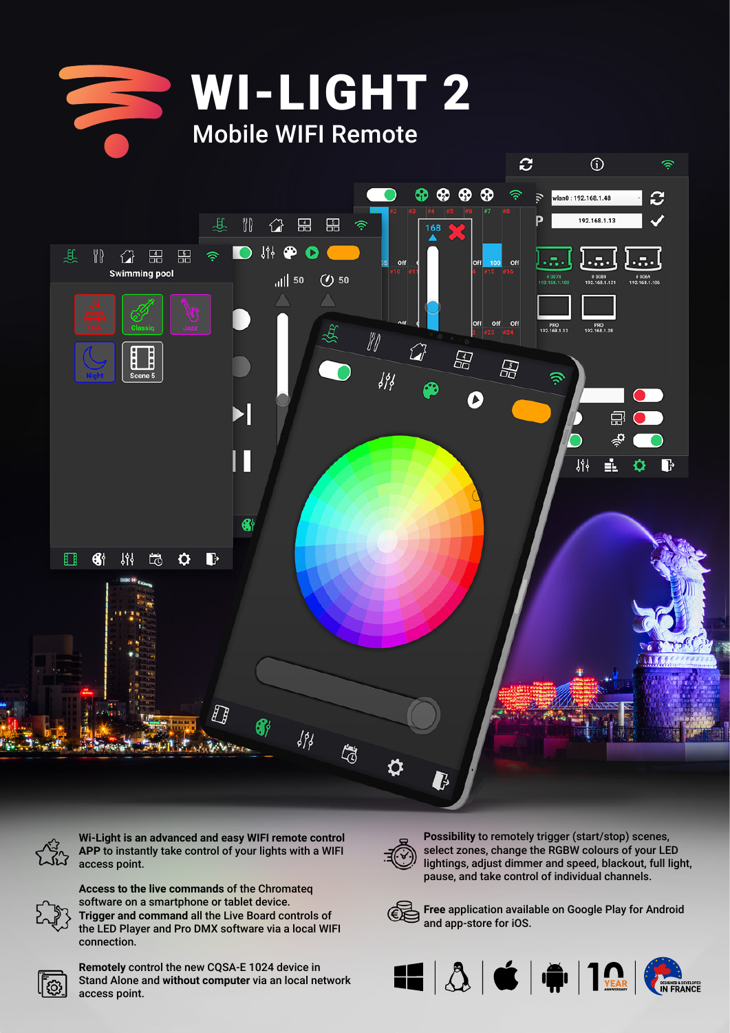# WI-LIGHT 2

## Mobile WIFI Remote

**Wi-Light is an advanced and easy WIFI remote control** APP to instantly take control of your lights with a WIFI access point.

**Access to the live commands** of the Chromateq software on a smartphone or tablet device.
**Trigger and command** all the Live Board controls of the LED Player and Pro DMX software via a local WIFI connection.

**Remotely** control the new CQSA-E 1024 device in Stand Alone and **without computer** via an local network access point.

**Possibility** to remotely trigger (start/stop) scenes, select zones, change the RGBW colours of your LED lightings, adjust dimmer and speed, blackout, full light, pause, and take control of individual channels.

**Free** application available on Google Play for Android and app-store for iOS.

10 YEAR ANNIVERSARY

DESIGNED & DEVELOPED IN FRANCE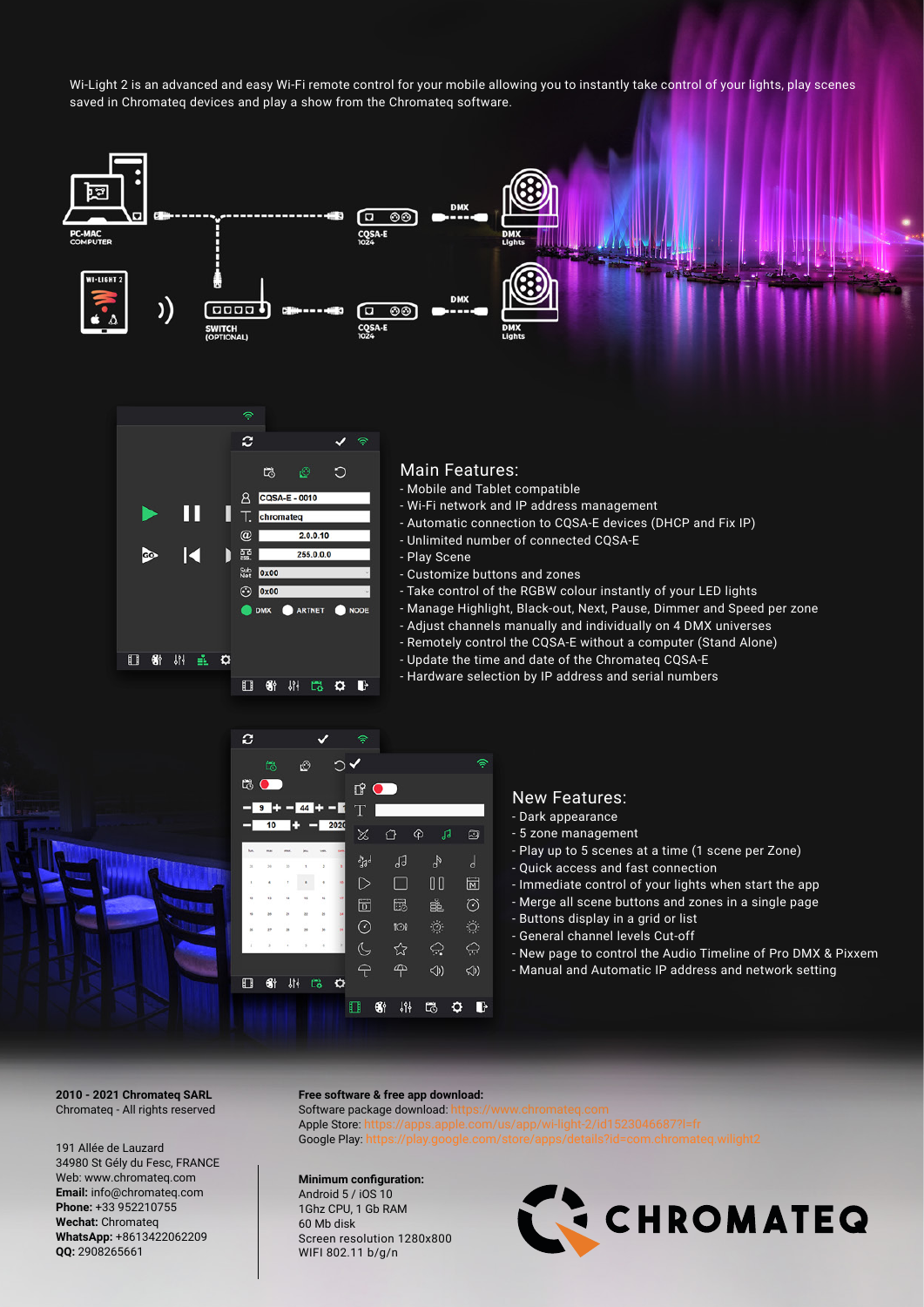Wi-Light 2 is an advanced and easy Wi-Fi remote control for your mobile allowing you to instantly take control of your lights, play scenes saved in Chromateq devices and play a show from the Chromateq software.

PC-MAC COMPUTER

WI-LIGHT 2

SWITCH (OPTIONAL)

CQSA-E 1024

DMX

DMX Lights

CQSA-E 1024

DMX

DMX Lights

## Main Features:

- Mobile and Tablet compatible
- Wi-Fi network and IP address management
- Automatic connection to CQSA-E devices (DHCP and Fix IP)
- Unlimited number of connected CQSA-E
- Play Scene
- Customize buttons and zones
- Take control of the RGBW colour instantly of your LED lights
- Manage Highlight, Black-out, Next, Pause, Dimmer and Speed per zone
- Adjust channels manually and individually on 4 DMX universes
- Remotely control the CQSA-E without a computer (Stand Alone)
- Update the time and date of the Chromateq CQSA-E
- Hardware selection by IP address and serial numbers

## New Features:

- Dark appearance
- 5 zone management
- Play up to 5 scenes at a time (1 scene per Zone)
- Quick access and fast connection
- Immediate control of your lights when start the app
- Merge all scene buttons and zones in a single page
- Buttons display in a grid or list
- General channel levels Cut-off
- New page to control the Audio Timeline of Pro DMX & Pixxem
- Manual and Automatic IP address and network setting

**2010 - 2021 Chromateq SARL**
Chromateq - All rights reserved

191 Allée de Lauzard
34980 St Gély du Fesc, FRANCE
Web: www.chromateq.com
**Email:** info@chromateq.com
**Phone:** +33 952210755
**Wechat:** Chromateq
**WhatsApp:** +8613422062209
**QQ:** 2908265661

**Free software & free app download:**
Software package download: https://www.chromateq.com
Apple Store: https://apps.apple.com/us/app/wi-light-2/id1523046687?l=fr
Google Play: https://play.google.com/store/apps/details?id=com.chromateq.wilight2

**Minimum configuration:**
Android 5 / iOS 10
1Ghz CPU, 1 Gb RAM
60 Mb disk
Screen resolution 1280x800
WIFI 802.11 b/g/n

CHROMATEQ